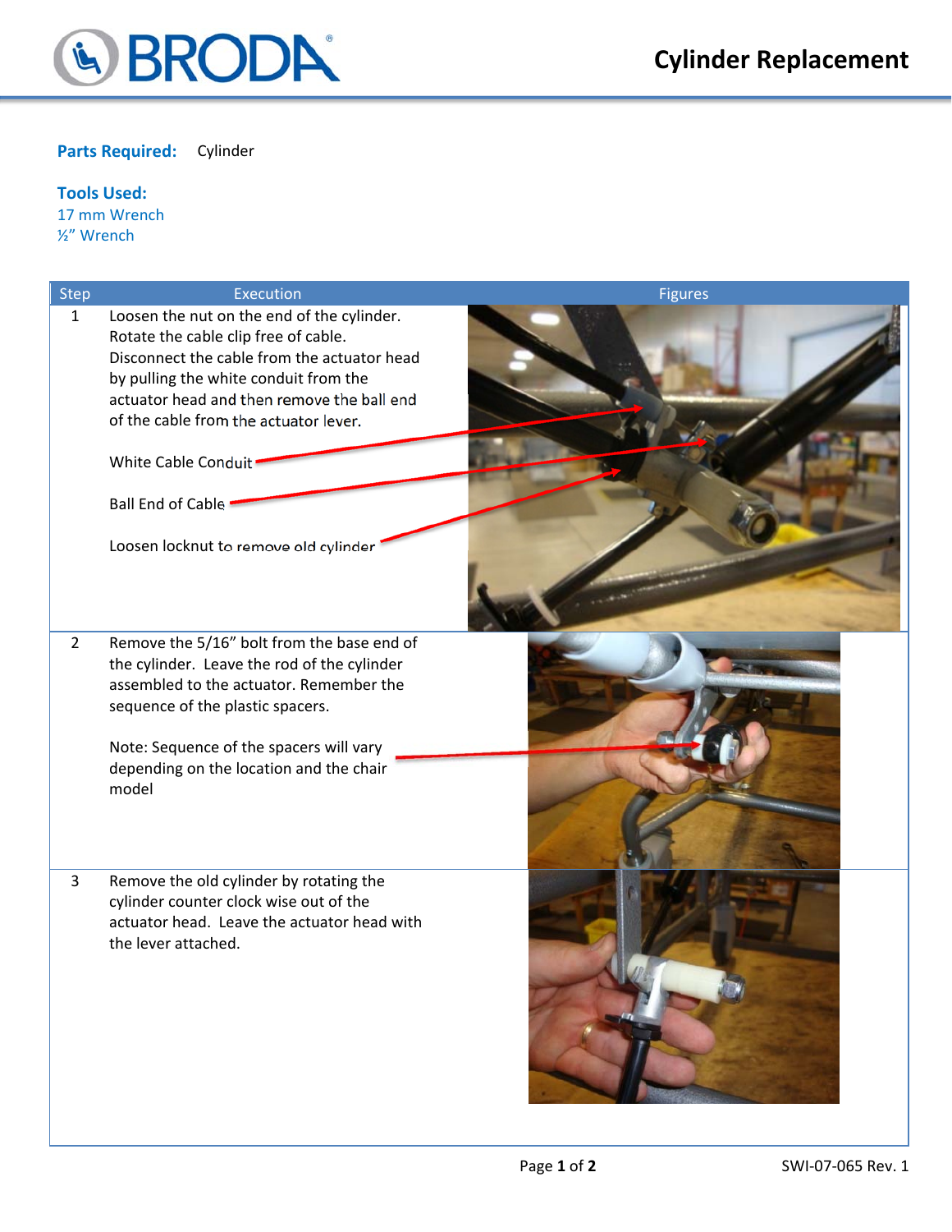# Cylinder Replacement

**Parts Required:** Cylinder

**Tools Used:**
17 mm Wrench
½" Wrench

| Step | Execution | Figures |
|---|---|---|
| 1 | Loosen the nut on the end of the cylinder. Rotate the cable clip free of cable. Disconnect the cable from the actuator head by pulling the white conduit from the actuator head and then remove the ball end of the cable from the actuator lever.<br><br>White Cable Conduit<br><br>Ball End of Cable<br><br>Loosen locknut to remove old cylinder | |
| 2 | Remove the 5/16" bolt from the base end of the cylinder. Leave the rod of the cylinder assembled to the actuator. Remember the sequence of the plastic spacers.<br><br>Note: Sequence of the spacers will vary depending on the location and the chair model | |
| 3 | Remove the old cylinder by rotating the cylinder counter clock wise out of the actuator head. Leave the actuator head with the lever attached. | |

SWI-07-065 Rev. 1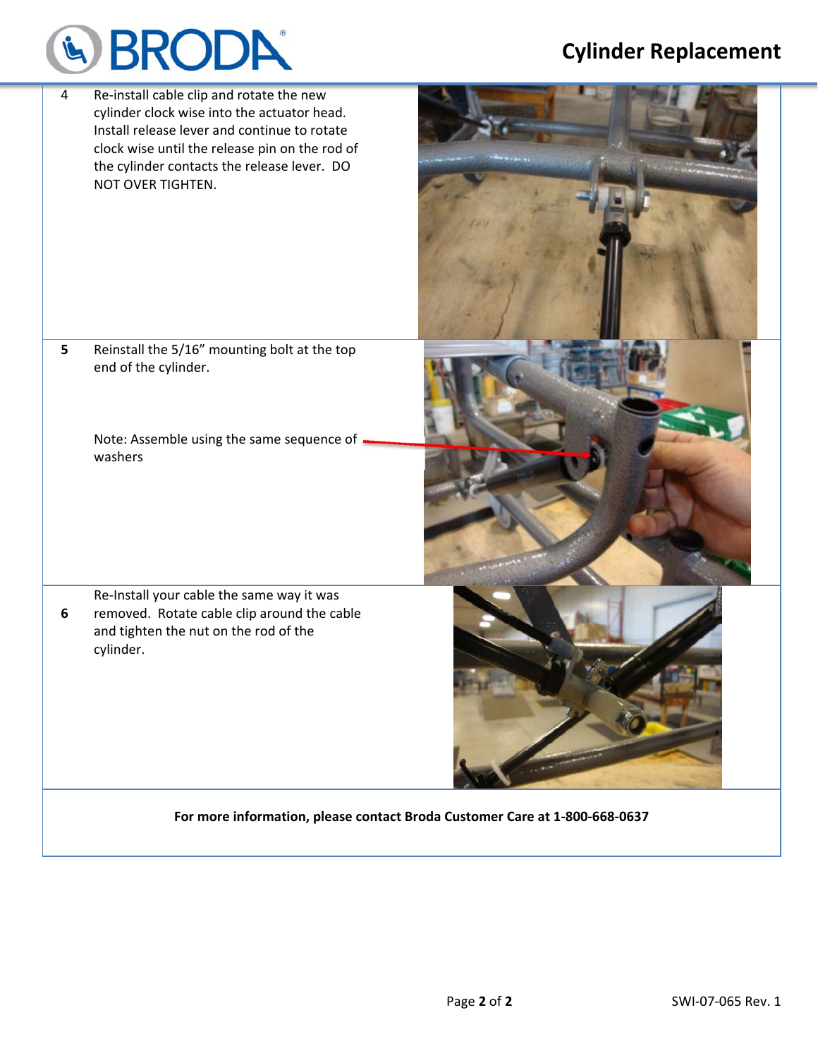4 Re-install cable clip and rotate the new cylinder clock wise into the actuator head. Install release lever and continue to rotate clock wise until the release pin on the rod of the cylinder contacts the release lever. DO NOT OVER TIGHTEN.

5 Reinstall the 5/16" mounting bolt at the top end of the cylinder.

Note: Assemble using the same sequence of washers

6 Re-Install your cable the same way it was removed. Rotate cable clip around the cable and tighten the nut on the rod of the cylinder.

**For more information, please contact Broda Customer Care at 1-800-668-0637**

SWI-07-065 Rev. 1